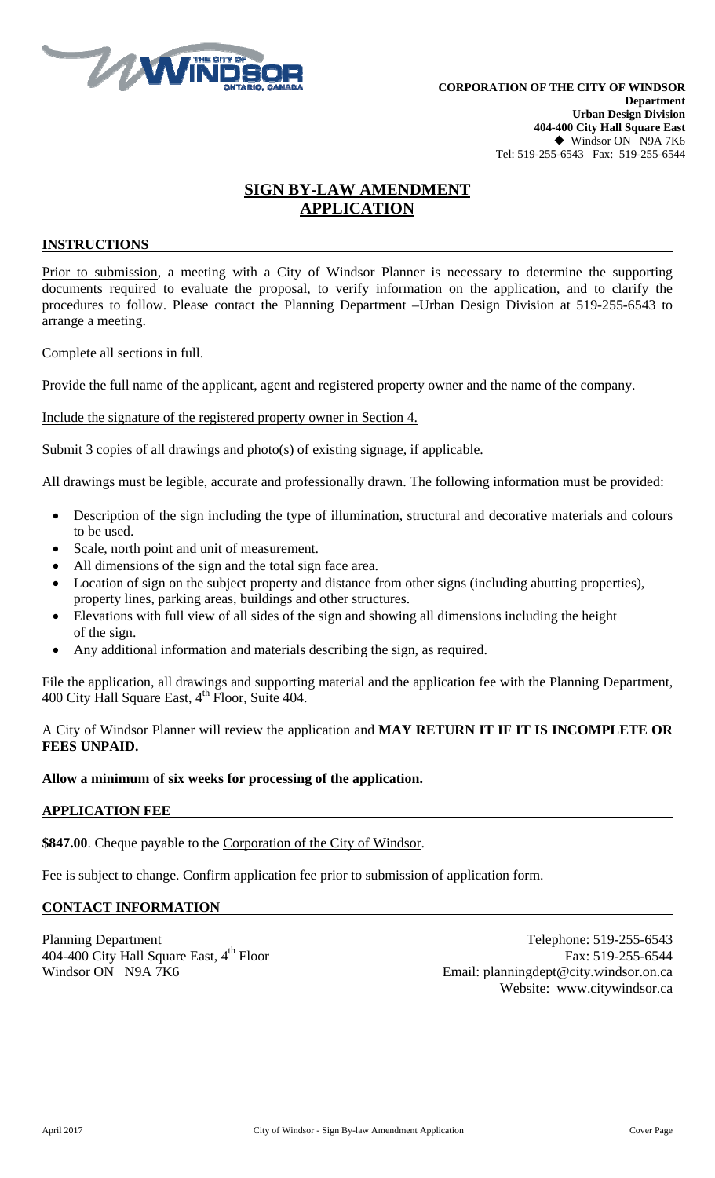**CORPORATION OF THE CITY OF WINDSOR**
**Department**
**Urban Design Division**
**404-400 City Hall Square East**
◆ Windsor ON N9A 7K6
Tel: 519-255-6543 Fax: 519-255-6544

# SIGN BY-LAW AMENDMENT APPLICATION

## INSTRUCTIONS

Prior to submission, a meeting with a City of Windsor Planner is necessary to determine the supporting documents required to evaluate the proposal, to verify information on the application, and to clarify the procedures to follow. Please contact the Planning Department –Urban Design Division at 519-255-6543 to arrange a meeting.

Complete all sections in full.

Provide the full name of the applicant, agent and registered property owner and the name of the company.

Include the signature of the registered property owner in Section 4.

Submit 3 copies of all drawings and photo(s) of existing signage, if applicable.

All drawings must be legible, accurate and professionally drawn. The following information must be provided:

- Description of the sign including the type of illumination, structural and decorative materials and colours to be used.
- Scale, north point and unit of measurement.
- All dimensions of the sign and the total sign face area.
- Location of sign on the subject property and distance from other signs (including abutting properties), property lines, parking areas, buildings and other structures.
- Elevations with full view of all sides of the sign and showing all dimensions including the height of the sign.
- Any additional information and materials describing the sign, as required.

File the application, all drawings and supporting material and the application fee with the Planning Department, 400 City Hall Square East, 4th Floor, Suite 404.

A City of Windsor Planner will review the application and **MAY RETURN IT IF IT IS INCOMPLETE OR FEES UNPAID.**

**Allow a minimum of six weeks for processing of the application.**

## APPLICATION FEE

**$847.00**. Cheque payable to the Corporation of the City of Windsor.

Fee is subject to change. Confirm application fee prior to submission of application form.

## CONTACT INFORMATION

Planning Department
404-400 City Hall Square East, 4th Floor
Windsor ON N9A 7K6

Telephone: 519-255-6543
Fax: 519-255-6544
Email: planningdept@city.windsor.on.ca
Website: www.citywindsor.ca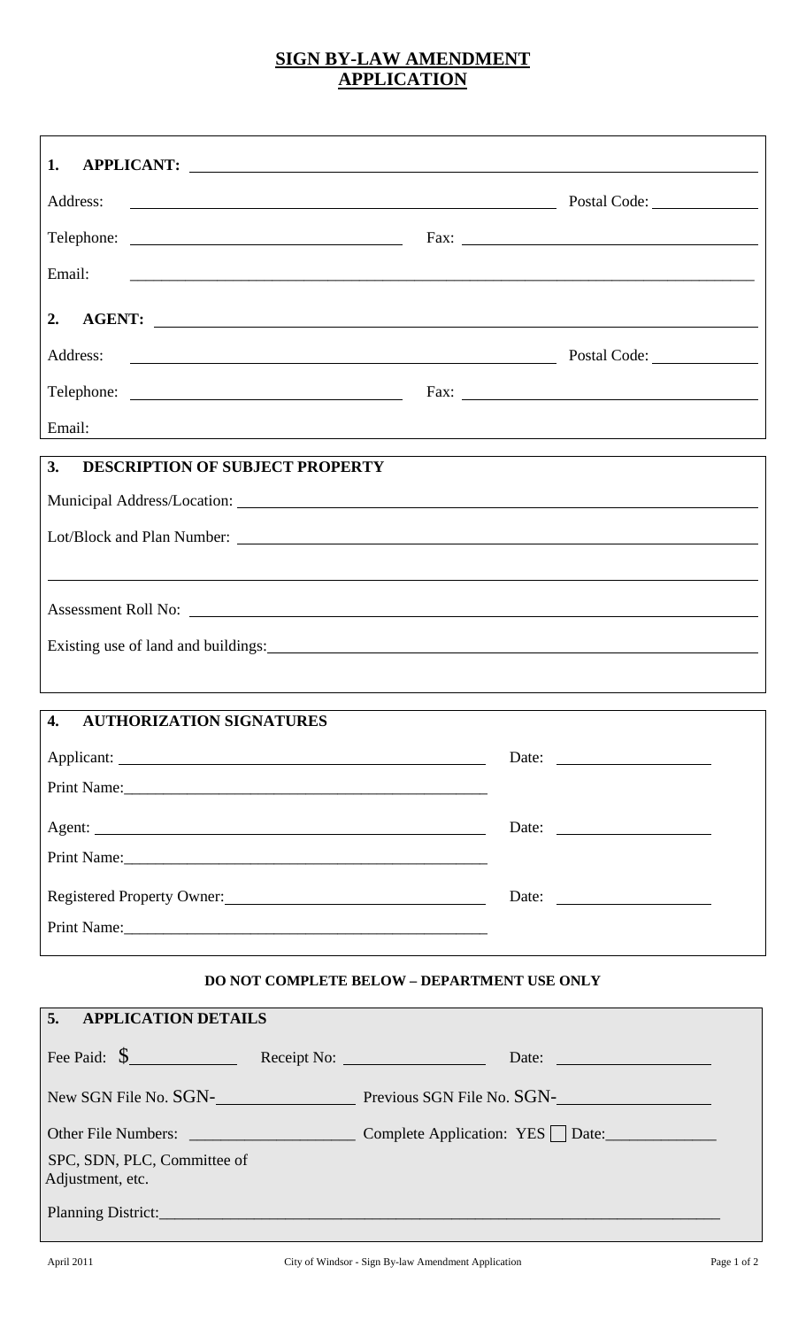# SIGN BY-LAW AMENDMENT APPLICATION

**1. APPLICANT:** ____________________

Address: ____________________ Postal Code: __________

Telephone: ____________________ Fax: ____________________

Email: ____________________

**2. AGENT:** ____________________

Address: ____________________ Postal Code: __________

Telephone: ____________________ Fax: ____________________

Email: ____________________

## 3. DESCRIPTION OF SUBJECT PROPERTY

Municipal Address/Location: ____________________

Lot/Block and Plan Number: ____________________

____________________

Assessment Roll No: ____________________

Existing use of land and buildings: ____________________

## 4. AUTHORIZATION SIGNATURES

Applicant: ____________________ Date: __________

Print Name: ____________________

Agent: ____________________ Date: __________

Print Name: ____________________

Registered Property Owner: ____________________ Date: __________

Print Name: ____________________

**DO NOT COMPLETE BELOW – DEPARTMENT USE ONLY**

## 5. APPLICATION DETAILS

Fee Paid: $__________ Receipt No: __________ Date: __________

New SGN File No. SGN-__________ Previous SGN File No. SGN-__________

Other File Numbers: __________ Complete Application: YES ☐ Date: __________

SPC, SDN, PLC, Committee of Adjustment, etc.

Planning District: ____________________

April 2011 City of Windsor - Sign By-law Amendment Application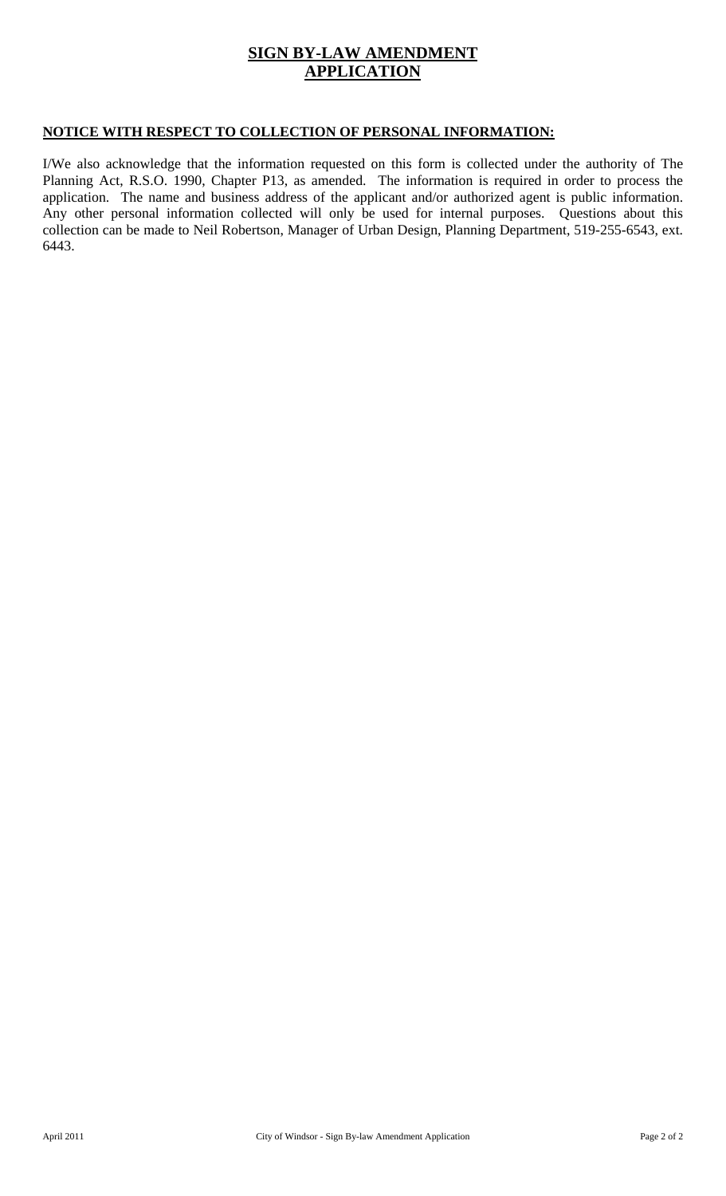# SIGN BY-LAW AMENDMENT APPLICATION

## NOTICE WITH RESPECT TO COLLECTION OF PERSONAL INFORMATION:

I/We also acknowledge that the information requested on this form is collected under the authority of The Planning Act, R.S.O. 1990, Chapter P13, as amended. The information is required in order to process the application. The name and business address of the applicant and/or authorized agent is public information. Any other personal information collected will only be used for internal purposes. Questions about this collection can be made to Neil Robertson, Manager of Urban Design, Planning Department, 519-255-6543, ext. 6443.